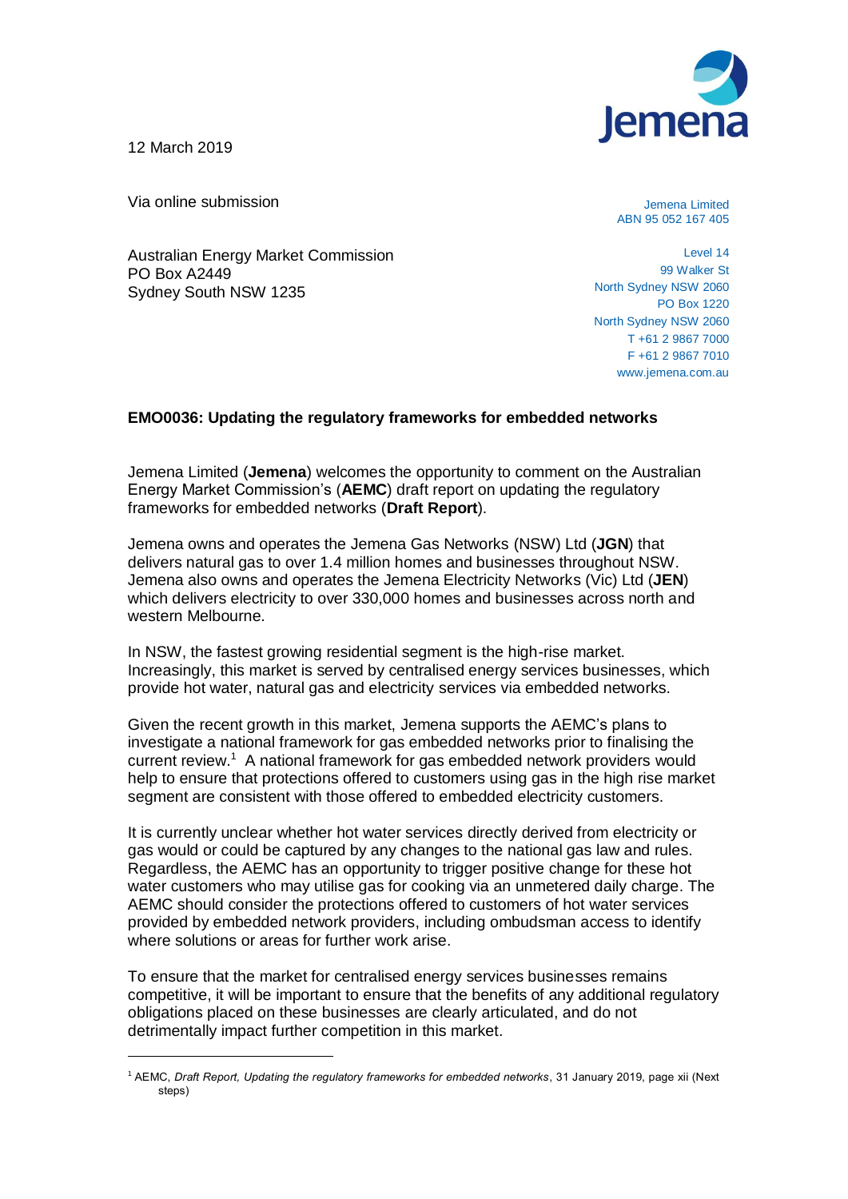12 March 2019

Via online submission

Australian Energy Market Commission
PO Box A2449
Sydney South NSW 1235

Jemena Limited
ABN 95 052 167 405

Level 14
99 Walker St
North Sydney NSW 2060
PO Box 1220
North Sydney NSW 2060
T +61 2 9867 7000
F +61 2 9867 7010
www.jemena.com.au

**EMO0036: Updating the regulatory frameworks for embedded networks**

Jemena Limited (**Jemena**) welcomes the opportunity to comment on the Australian Energy Market Commission's (**AEMC**) draft report on updating the regulatory frameworks for embedded networks (**Draft Report**).

Jemena owns and operates the Jemena Gas Networks (NSW) Ltd (**JGN**) that delivers natural gas to over 1.4 million homes and businesses throughout NSW. Jemena also owns and operates the Jemena Electricity Networks (Vic) Ltd (**JEN**) which delivers electricity to over 330,000 homes and businesses across north and western Melbourne.

In NSW, the fastest growing residential segment is the high-rise market. Increasingly, this market is served by centralised energy services businesses, which provide hot water, natural gas and electricity services via embedded networks.

Given the recent growth in this market, Jemena supports the AEMC's plans to investigate a national framework for gas embedded networks prior to finalising the current review.[1] A national framework for gas embedded network providers would help to ensure that protections offered to customers using gas in the high rise market segment are consistent with those offered to embedded electricity customers.

It is currently unclear whether hot water services directly derived from electricity or gas would or could be captured by any changes to the national gas law and rules. Regardless, the AEMC has an opportunity to trigger positive change for these hot water customers who may utilise gas for cooking via an unmetered daily charge. The AEMC should consider the protections offered to customers of hot water services provided by embedded network providers, including ombudsman access to identify where solutions or areas for further work arise.

To ensure that the market for centralised energy services businesses remains competitive, it will be important to ensure that the benefits of any additional regulatory obligations placed on these businesses are clearly articulated, and do not detrimentally impact further competition in this market.

[1] AEMC, *Draft Report, Updating the regulatory frameworks for embedded networks*, 31 January 2019, page xii (Next steps)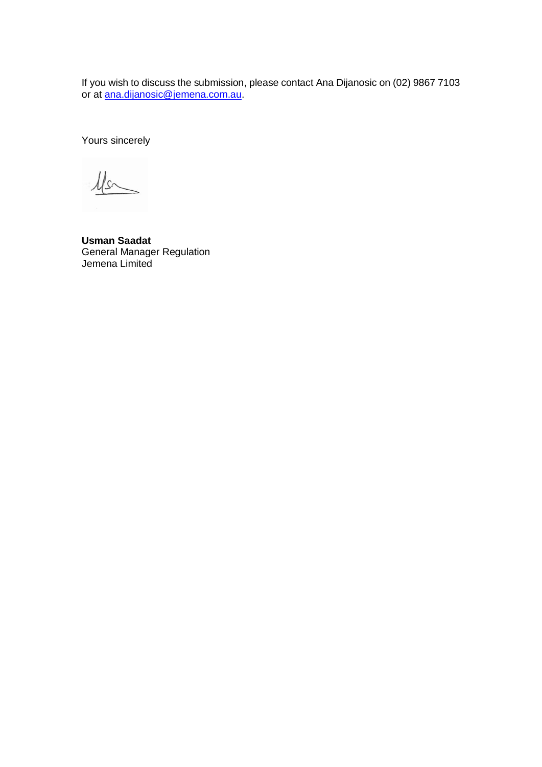If you wish to discuss the submission, please contact Ana Dijanosic on (02) 9867 7103 or at ana.dijanosic@jemena.com.au.

Yours sincerely

**Usman Saadat**
General Manager Regulation
Jemena Limited